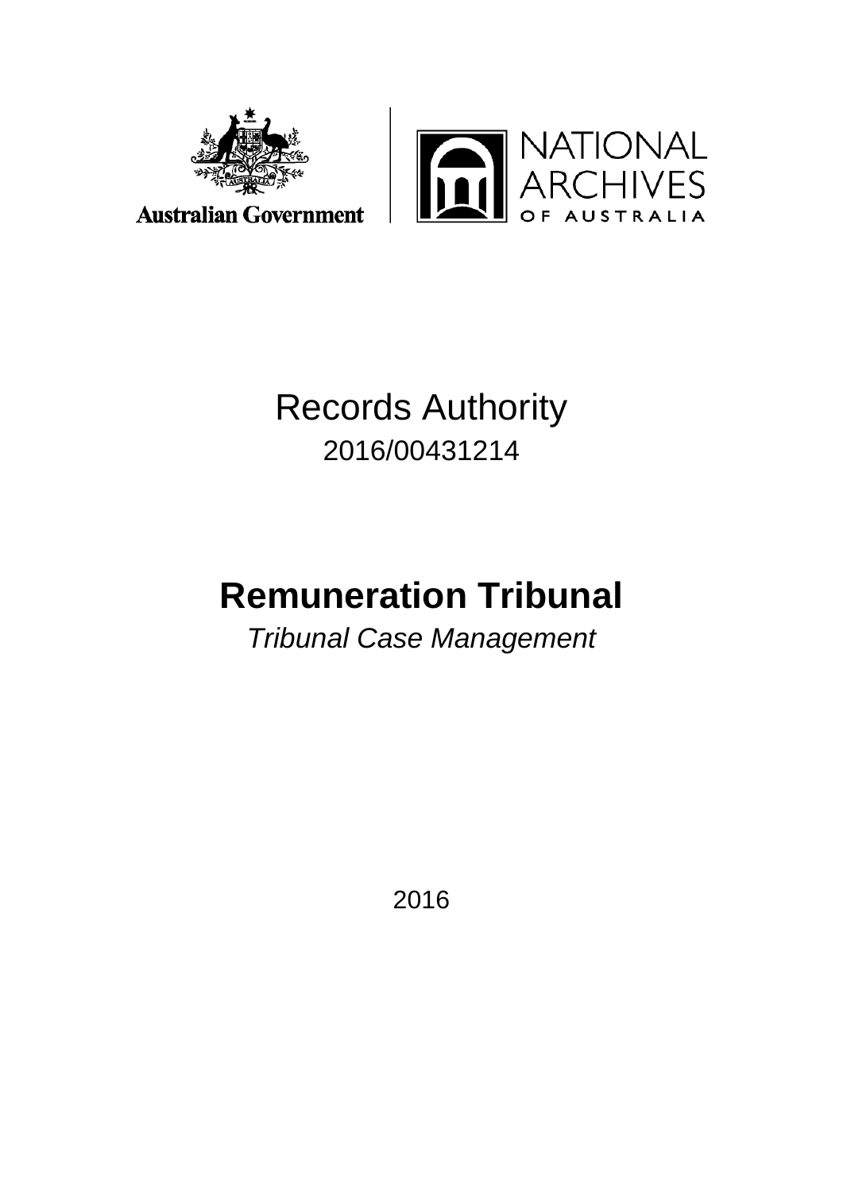Australian Government

NATIONAL ARCHIVES OF AUSTRALIA

# Records Authority

2016/00431214

# Remuneration Tribunal

*Tribunal Case Management*

2016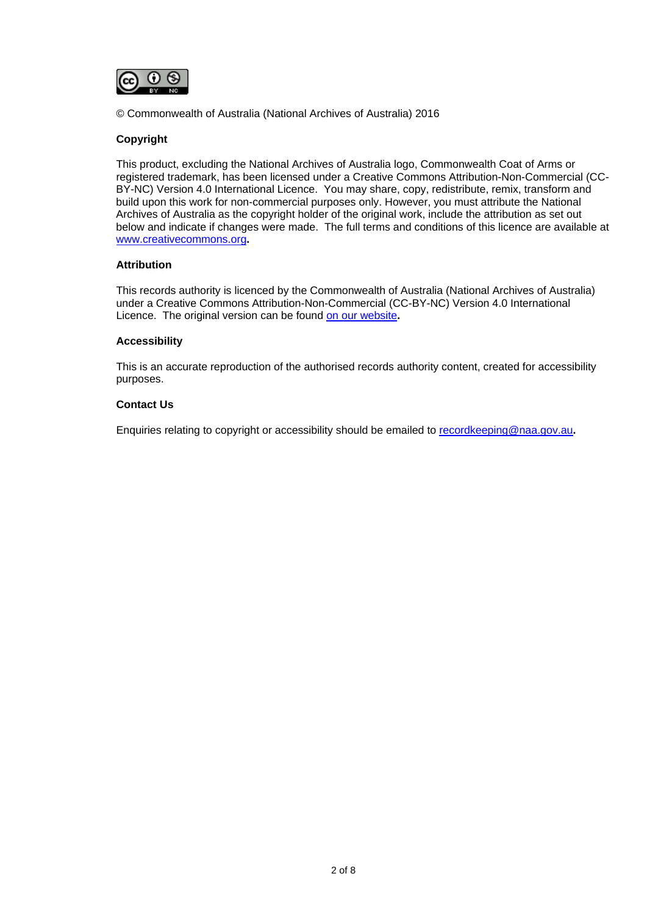© Commonwealth of Australia (National Archives of Australia) 2016

**Copyright**

This product, excluding the National Archives of Australia logo, Commonwealth Coat of Arms or registered trademark, has been licensed under a Creative Commons Attribution-Non-Commercial (CC-BY-NC) Version 4.0 International Licence. You may share, copy, redistribute, remix, transform and build upon this work for non-commercial purposes only. However, you must attribute the National Archives of Australia as the copyright holder of the original work, include the attribution as set out below and indicate if changes were made. The full terms and conditions of this licence are available at www.creativecommons.org.

**Attribution**

This records authority is licenced by the Commonwealth of Australia (National Archives of Australia) under a Creative Commons Attribution-Non-Commercial (CC-BY-NC) Version 4.0 International Licence. The original version can be found on our website.

**Accessibility**

This is an accurate reproduction of the authorised records authority content, created for accessibility purposes.

**Contact Us**

Enquiries relating to copyright or accessibility should be emailed to recordkeeping@naa.gov.au.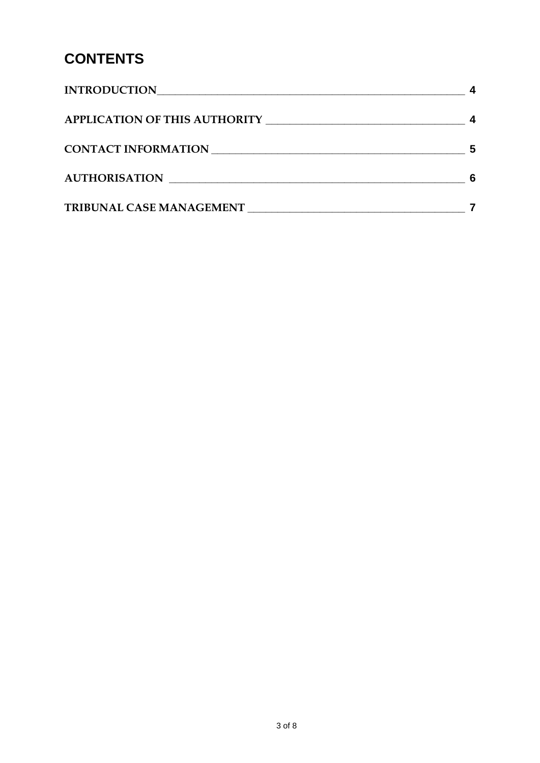# CONTENTS

| | |
|---|---|
| INTRODUCTION | 4 |
| APPLICATION OF THIS AUTHORITY | 4 |
| CONTACT INFORMATION | 5 |
| AUTHORISATION | 6 |
| TRIBUNAL CASE MANAGEMENT | 7 |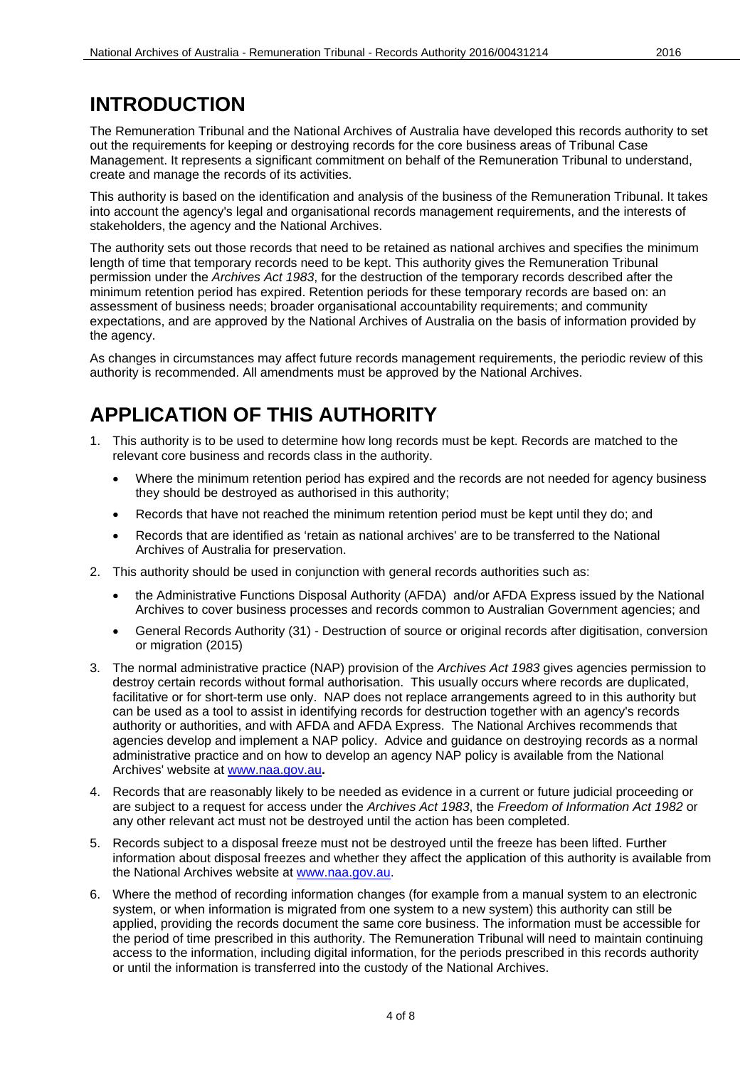# INTRODUCTION

The Remuneration Tribunal and the National Archives of Australia have developed this records authority to set out the requirements for keeping or destroying records for the core business areas of Tribunal Case Management. It represents a significant commitment on behalf of the Remuneration Tribunal to understand, create and manage the records of its activities.

This authority is based on the identification and analysis of the business of the Remuneration Tribunal. It takes into account the agency's legal and organisational records management requirements, and the interests of stakeholders, the agency and the National Archives.

The authority sets out those records that need to be retained as national archives and specifies the minimum length of time that temporary records need to be kept. This authority gives the Remuneration Tribunal permission under the *Archives Act 1983*, for the destruction of the temporary records described after the minimum retention period has expired. Retention periods for these temporary records are based on: an assessment of business needs; broader organisational accountability requirements; and community expectations, and are approved by the National Archives of Australia on the basis of information provided by the agency.

As changes in circumstances may affect future records management requirements, the periodic review of this authority is recommended. All amendments must be approved by the National Archives.

# APPLICATION OF THIS AUTHORITY

1. This authority is to be used to determine how long records must be kept. Records are matched to the relevant core business and records class in the authority.
   - Where the minimum retention period has expired and the records are not needed for agency business they should be destroyed as authorised in this authority;
   - Records that have not reached the minimum retention period must be kept until they do; and
   - Records that are identified as 'retain as national archives' are to be transferred to the National Archives of Australia for preservation.
2. This authority should be used in conjunction with general records authorities such as:
   - the Administrative Functions Disposal Authority (AFDA) and/or AFDA Express issued by the National Archives to cover business processes and records common to Australian Government agencies; and
   - General Records Authority (31) - Destruction of source or original records after digitisation, conversion or migration (2015)
3. The normal administrative practice (NAP) provision of the *Archives Act 1983* gives agencies permission to destroy certain records without formal authorisation. This usually occurs where records are duplicated, facilitative or for short-term use only. NAP does not replace arrangements agreed to in this authority but can be used as a tool to assist in identifying records for destruction together with an agency's records authority or authorities, and with AFDA and AFDA Express. The National Archives recommends that agencies develop and implement a NAP policy. Advice and guidance on destroying records as a normal administrative practice and on how to develop an agency NAP policy is available from the National Archives' website at www.naa.gov.au**.**
4. Records that are reasonably likely to be needed as evidence in a current or future judicial proceeding or are subject to a request for access under the *Archives Act 1983*, the *Freedom of Information Act 1982* or any other relevant act must not be destroyed until the action has been completed.
5. Records subject to a disposal freeze must not be destroyed until the freeze has been lifted. Further information about disposal freezes and whether they affect the application of this authority is available from the National Archives website at www.naa.gov.au.
6. Where the method of recording information changes (for example from a manual system to an electronic system, or when information is migrated from one system to a new system) this authority can still be applied, providing the records document the same core business. The information must be accessible for the period of time prescribed in this authority. The Remuneration Tribunal will need to maintain continuing access to the information, including digital information, for the periods prescribed in this records authority or until the information is transferred into the custody of the National Archives.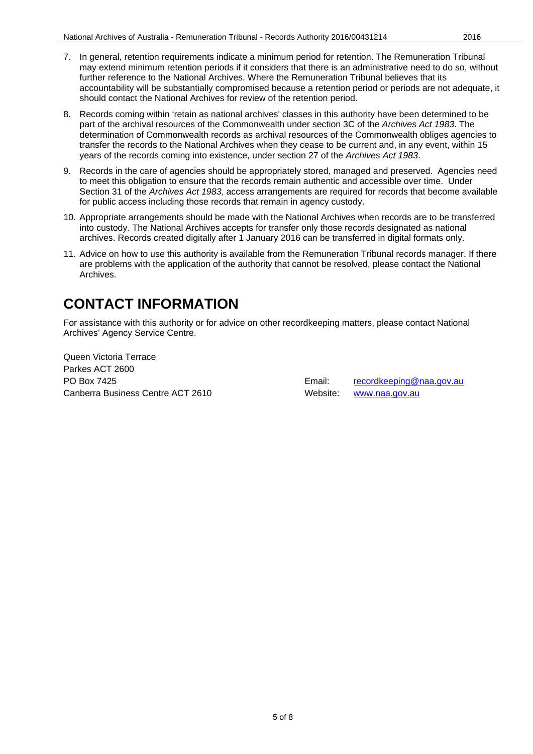7. In general, retention requirements indicate a minimum period for retention. The Remuneration Tribunal may extend minimum retention periods if it considers that there is an administrative need to do so, without further reference to the National Archives. Where the Remuneration Tribunal believes that its accountability will be substantially compromised because a retention period or periods are not adequate, it should contact the National Archives for review of the retention period.

8. Records coming within 'retain as national archives' classes in this authority have been determined to be part of the archival resources of the Commonwealth under section 3C of the *Archives Act 1983*. The determination of Commonwealth records as archival resources of the Commonwealth obliges agencies to transfer the records to the National Archives when they cease to be current and, in any event, within 15 years of the records coming into existence, under section 27 of the *Archives Act 1983*.

9. Records in the care of agencies should be appropriately stored, managed and preserved. Agencies need to meet this obligation to ensure that the records remain authentic and accessible over time. Under Section 31 of the *Archives Act 1983*, access arrangements are required for records that become available for public access including those records that remain in agency custody.

10. Appropriate arrangements should be made with the National Archives when records are to be transferred into custody. The National Archives accepts for transfer only those records designated as national archives. Records created digitally after 1 January 2016 can be transferred in digital formats only.

11. Advice on how to use this authority is available from the Remuneration Tribunal records manager. If there are problems with the application of the authority that cannot be resolved, please contact the National Archives.

# CONTACT INFORMATION

For assistance with this authority or for advice on other recordkeeping matters, please contact National Archives' Agency Service Centre.

Queen Victoria Terrace
Parkes ACT 2600
PO Box 7425
Canberra Business Centre ACT 2610

Email: recordkeeping@naa.gov.au
Website: www.naa.gov.au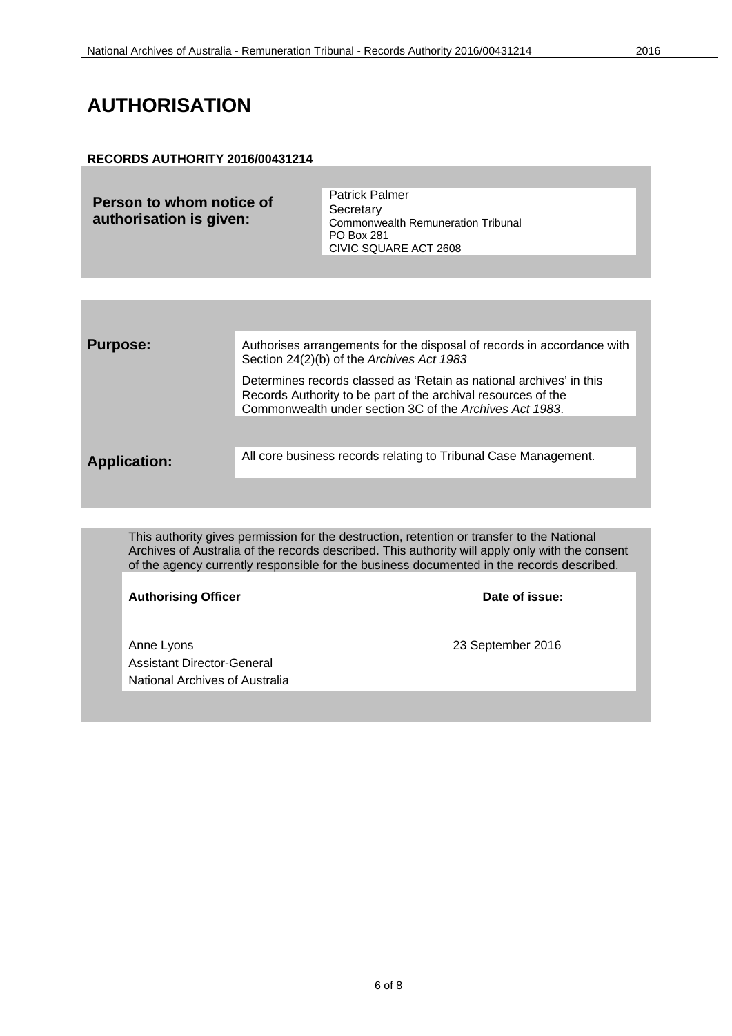# AUTHORISATION

**RECORDS AUTHORITY 2016/00431214**

| | |
|---|---|
| **Person to whom notice of authorisation is given:** | Patrick Palmer<br>Secretary<br>Commonwealth Remuneration Tribunal<br>PO Box 281<br>CIVIC SQUARE ACT 2608 |

| | |
|---|---|
| **Purpose:** | Authorises arrangements for the disposal of records in accordance with Section 24(2)(b) of the *Archives Act 1983*<br><br>Determines records classed as 'Retain as national archives' in this Records Authority to be part of the archival resources of the Commonwealth under section 3C of the *Archives Act 1983*. |
| **Application:** | All core business records relating to Tribunal Case Management. |

This authority gives permission for the destruction, retention or transfer to the National Archives of Australia of the records described. This authority will apply only with the consent of the agency currently responsible for the business documented in the records described.

| **Authorising Officer** | **Date of issue:** |
|---|---|
| Anne Lyons<br>Assistant Director-General<br>National Archives of Australia | 23 September 2016 |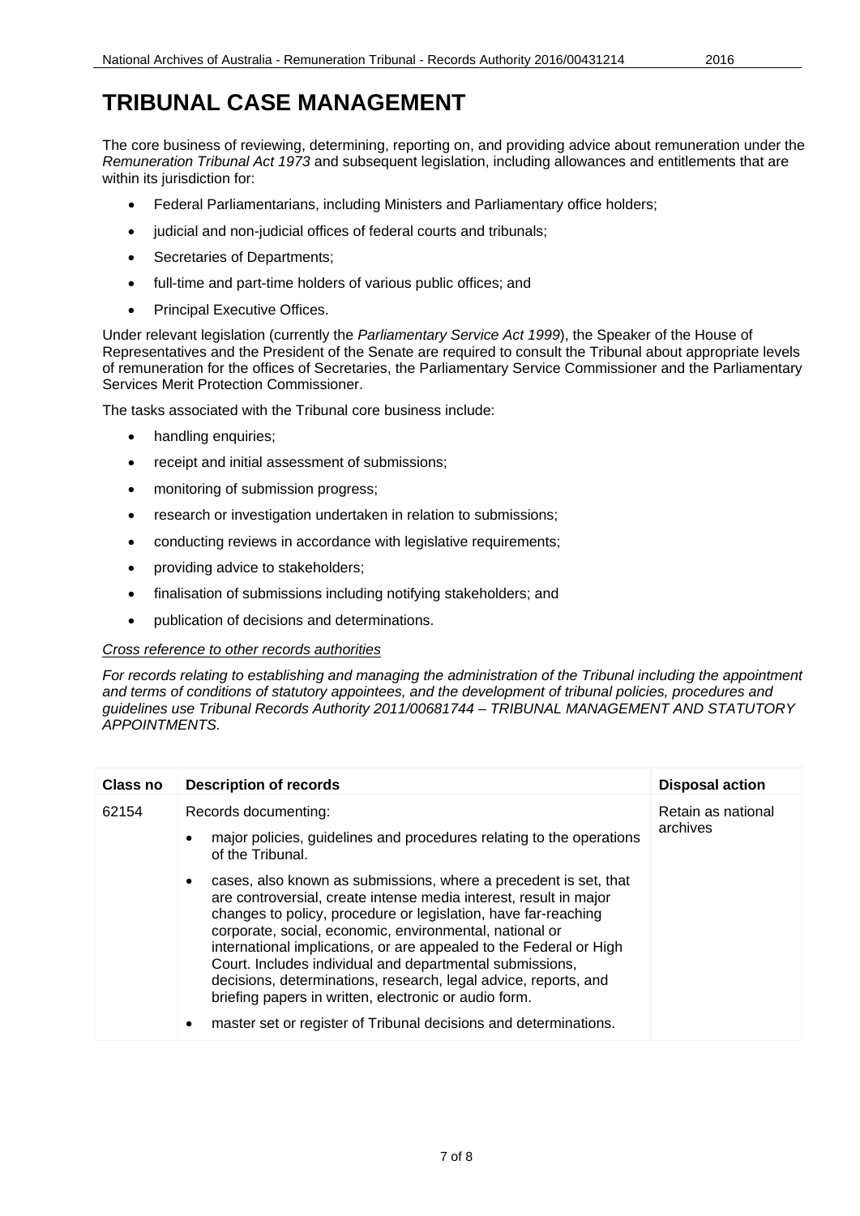# TRIBUNAL CASE MANAGEMENT

The core business of reviewing, determining, reporting on, and providing advice about remuneration under the *Remuneration Tribunal Act 1973* and subsequent legislation, including allowances and entitlements that are within its jurisdiction for:

- Federal Parliamentarians, including Ministers and Parliamentary office holders;
- judicial and non-judicial offices of federal courts and tribunals;
- Secretaries of Departments;
- full-time and part-time holders of various public offices; and
- Principal Executive Offices.

Under relevant legislation (currently the *Parliamentary Service Act 1999*), the Speaker of the House of Representatives and the President of the Senate are required to consult the Tribunal about appropriate levels of remuneration for the offices of Secretaries, the Parliamentary Service Commissioner and the Parliamentary Services Merit Protection Commissioner.

The tasks associated with the Tribunal core business include:

- handling enquiries;
- receipt and initial assessment of submissions;
- monitoring of submission progress;
- research or investigation undertaken in relation to submissions;
- conducting reviews in accordance with legislative requirements;
- providing advice to stakeholders;
- finalisation of submissions including notifying stakeholders; and
- publication of decisions and determinations.

*Cross reference to other records authorities*

*For records relating to establishing and managing the administration of the Tribunal including the appointment and terms of conditions of statutory appointees, and the development of tribunal policies, procedures and guidelines use Tribunal Records Authority 2011/00681744 – TRIBUNAL MANAGEMENT AND STATUTORY APPOINTMENTS.*

| Class no | Description of records | Disposal action |
|---|---|---|
| 62154 | Records documenting:<br>• major policies, guidelines and procedures relating to the operations of the Tribunal.<br>• cases, also known as submissions, where a precedent is set, that are controversial, create intense media interest, result in major changes to policy, procedure or legislation, have far-reaching corporate, social, economic, environmental, national or international implications, or are appealed to the Federal or High Court. Includes individual and departmental submissions, decisions, determinations, research, legal advice, reports, and briefing papers in written, electronic or audio form.<br>• master set or register of Tribunal decisions and determinations. | Retain as national archives |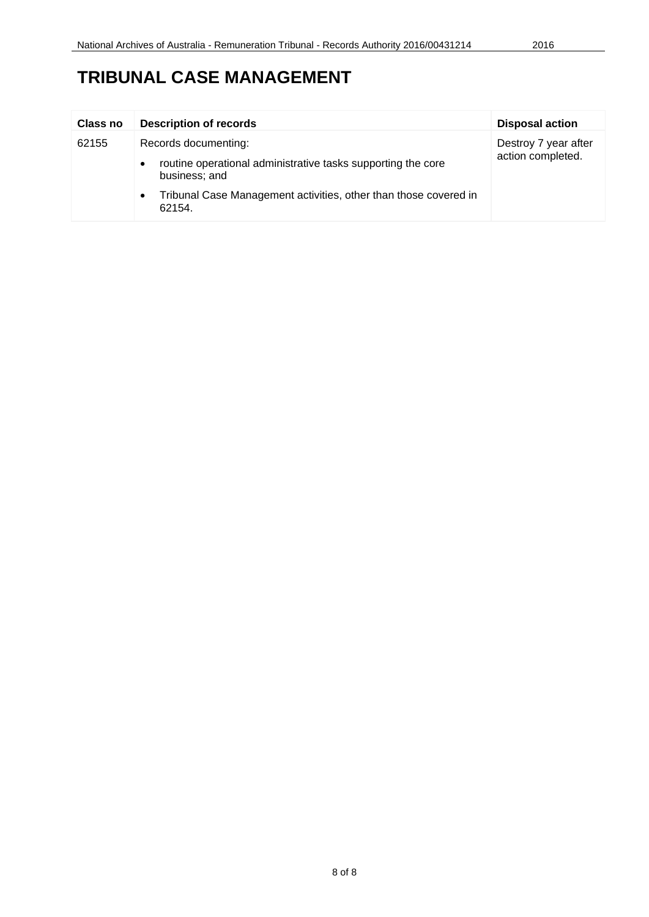# TRIBUNAL CASE MANAGEMENT

| Class no | Description of records | Disposal action |
|---|---|---|
| 62155 | Records documenting:<br>• routine operational administrative tasks supporting the core business; and<br>• Tribunal Case Management activities, other than those covered in 62154. | Destroy 7 year after action completed. |